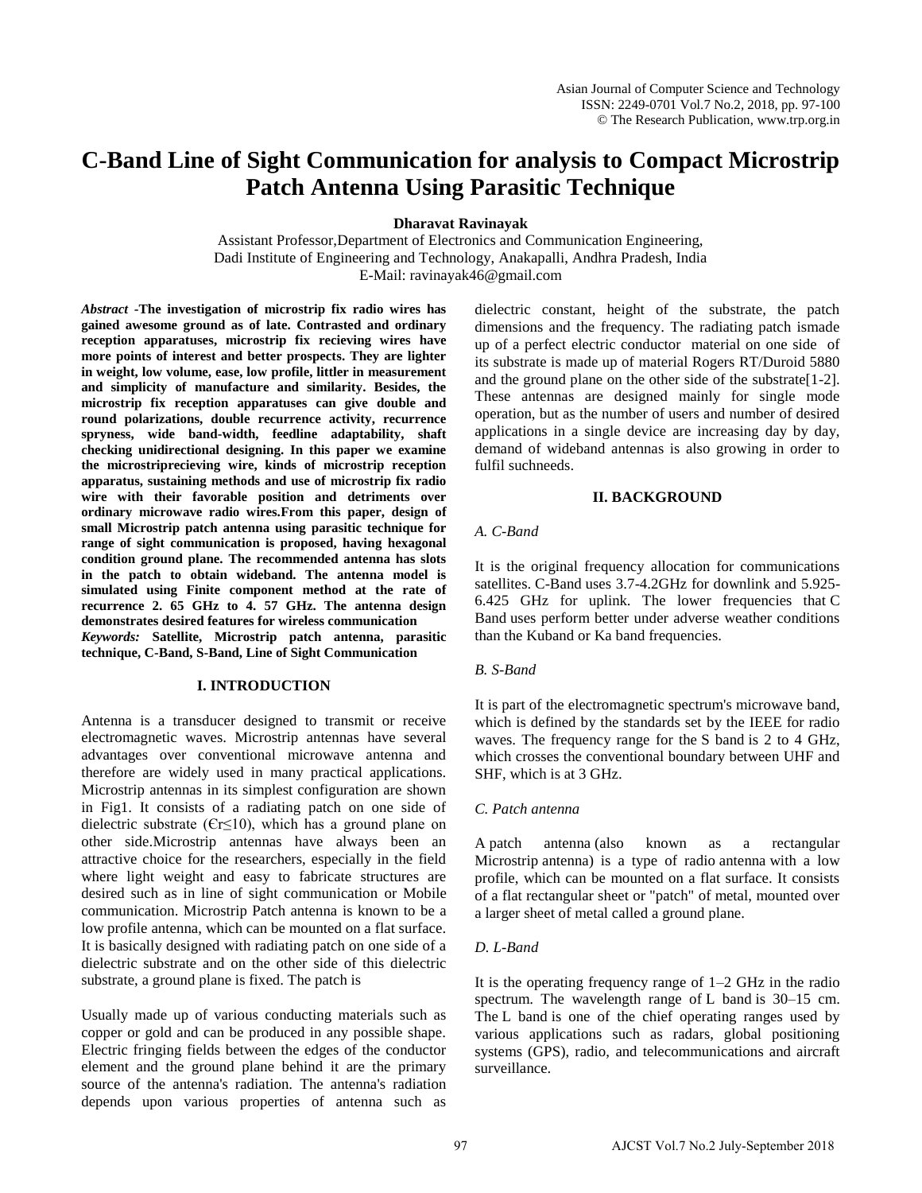# C-Band Line of Sight Communication for analysis to Compact Microstrip Patch Antenna Using Parasitic Technique

**Dharavat Ravinayak**

Assistant Professor,Department of Electronics and Communication Engineering,
Dadi Institute of Engineering and Technology, Anakapalli, Andhra Pradesh, India
E-Mail: ravinayak46@gmail.com

***Abstract*** **-The investigation of microstrip fix radio wires has gained awesome ground as of late. Contrasted and ordinary reception apparatuses, microstrip fix recieving wires have more points of interest and better prospects. They are lighter in weight, low volume, ease, low profile, littler in measurement and simplicity of manufacture and similarity. Besides, the microstrip fix reception apparatuses can give double and round polarizations, double recurrence activity, recurrence spryness, wide band-width, feedline adaptability, shaft checking unidirectional designing. In this paper we examine the microstriprecieving wire, kinds of microstrip reception apparatus, sustaining methods and use of microstrip fix radio wire with their favorable position and detriments over ordinary microwave radio wires.From this paper, design of small Microstrip patch antenna using parasitic technique for range of sight communication is proposed, having hexagonal condition ground plane. The recommended antenna has slots in the patch to obtain wideband. The antenna model is simulated using Finite component method at the rate of recurrence 2. 65 GHz to 4. 57 GHz. The antenna design demonstrates desired features for wireless communication**

***Keywords:*** **Satellite, Microstrip patch antenna, parasitic technique, C-Band, S-Band, Line of Sight Communication**

## I. INTRODUCTION

Antenna is a transducer designed to transmit or receive electromagnetic waves. Microstrip antennas have several advantages over conventional microwave antenna and therefore are widely used in many practical applications. Microstrip antennas in its simplest configuration are shown in Fig1. It consists of a radiating patch on one side of dielectric substrate ($\epsilon r \leq 10$), which has a ground plane on other side.Microstrip antennas have always been an attractive choice for the researchers, especially in the field where light weight and easy to fabricate structures are desired such as in line of sight communication or Mobile communication. Microstrip Patch antenna is known to be a low profile antenna, which can be mounted on a flat surface. It is basically designed with radiating patch on one side of a dielectric substrate and on the other side of this dielectric substrate, a ground plane is fixed. The patch is

Usually made up of various conducting materials such as copper or gold and can be produced in any possible shape. Electric fringing fields between the edges of the conductor element and the ground plane behind it are the primary source of the antenna's radiation. The antenna's radiation depends upon various properties of antenna such as dielectric constant, height of the substrate, the patch dimensions and the frequency. The radiating patch ismade up of a perfect electric conductor material on one side of its substrate is made up of material Rogers RT/Duroid 5880 and the ground plane on the other side of the substrate[1-2]. These antennas are designed mainly for single mode operation, but as the number of users and number of desired applications in a single device are increasing day by day, demand of wideband antennas is also growing in order to fulfil suchneeds.

## II. BACKGROUND

### *A. C-Band*

It is the original frequency allocation for communications satellites. C-Band uses 3.7-4.2GHz for downlink and 5.925-6.425 GHz for uplink. The lower frequencies that C Band uses perform better under adverse weather conditions than the Kuband or Ka band frequencies.

### *B. S-Band*

It is part of the electromagnetic spectrum's microwave band, which is defined by the standards set by the IEEE for radio waves. The frequency range for the S band is 2 to 4 GHz, which crosses the conventional boundary between UHF and SHF, which is at 3 GHz.

### *C. Patch antenna*

A patch antenna (also known as a rectangular Microstrip antenna) is a type of radio antenna with a low profile, which can be mounted on a flat surface. It consists of a flat rectangular sheet or "patch" of metal, mounted over a larger sheet of metal called a ground plane.

### *D. L-Band*

It is the operating frequency range of 1–2 GHz in the radio spectrum. The wavelength range of L band is 30–15 cm. The L band is one of the chief operating ranges used by various applications such as radars, global positioning systems (GPS), radio, and telecommunications and aircraft surveillance.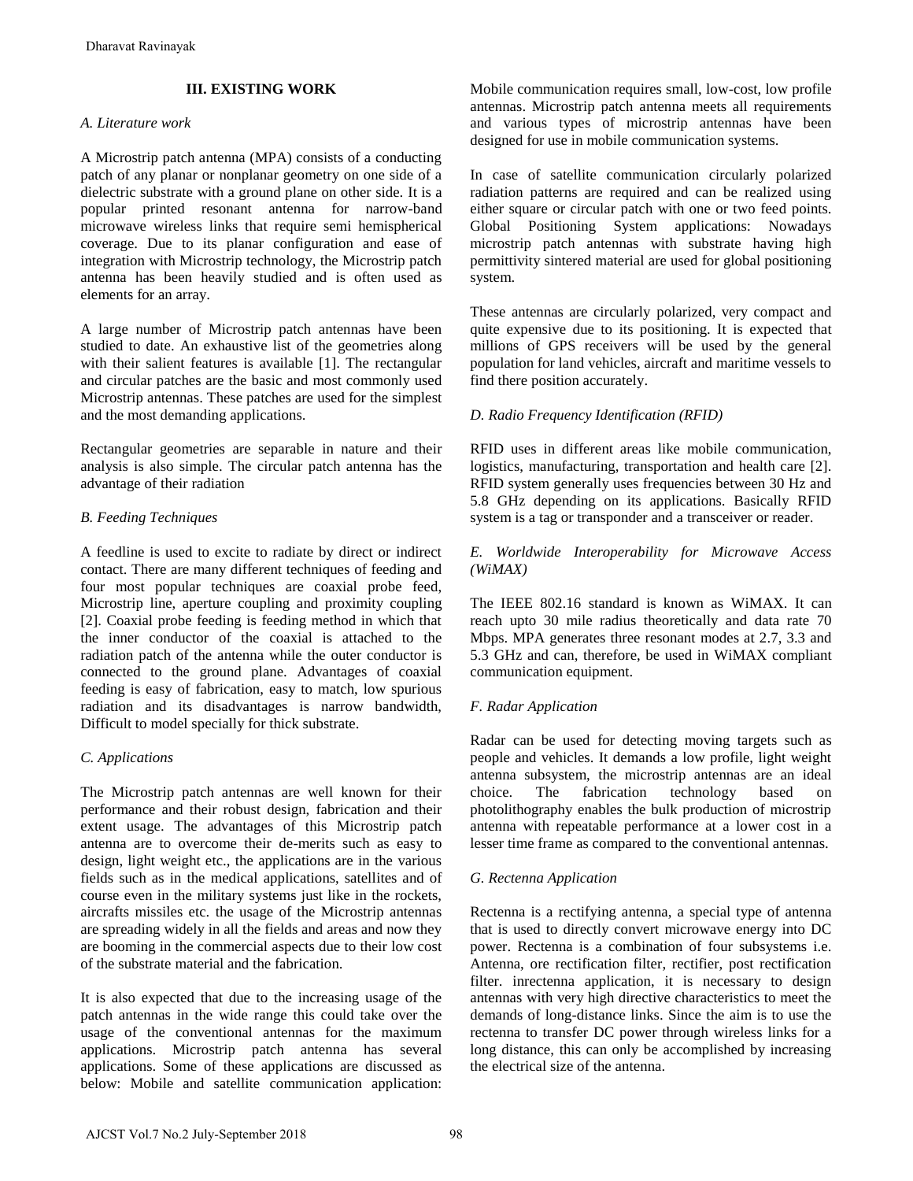## III. EXISTING WORK

### *A. Literature work*

A Microstrip patch antenna (MPA) consists of a conducting patch of any planar or nonplanar geometry on one side of a dielectric substrate with a ground plane on other side. It is a popular printed resonant antenna for narrow-band microwave wireless links that require semi hemispherical coverage. Due to its planar configuration and ease of integration with Microstrip technology, the Microstrip patch antenna has been heavily studied and is often used as elements for an array.

A large number of Microstrip patch antennas have been studied to date. An exhaustive list of the geometries along with their salient features is available [1]. The rectangular and circular patches are the basic and most commonly used Microstrip antennas. These patches are used for the simplest and the most demanding applications.

Rectangular geometries are separable in nature and their analysis is also simple. The circular patch antenna has the advantage of their radiation

### *B. Feeding Techniques*

A feedline is used to excite to radiate by direct or indirect contact. There are many different techniques of feeding and four most popular techniques are coaxial probe feed, Microstrip line, aperture coupling and proximity coupling [2]. Coaxial probe feeding is feeding method in which that the inner conductor of the coaxial is attached to the radiation patch of the antenna while the outer conductor is connected to the ground plane. Advantages of coaxial feeding is easy of fabrication, easy to match, low spurious radiation and its disadvantages is narrow bandwidth, Difficult to model specially for thick substrate.

### *C. Applications*

The Microstrip patch antennas are well known for their performance and their robust design, fabrication and their extent usage. The advantages of this Microstrip patch antenna are to overcome their de-merits such as easy to design, light weight etc., the applications are in the various fields such as in the medical applications, satellites and of course even in the military systems just like in the rockets, aircrafts missiles etc. the usage of the Microstrip antennas are spreading widely in all the fields and areas and now they are booming in the commercial aspects due to their low cost of the substrate material and the fabrication.

It is also expected that due to the increasing usage of the patch antennas in the wide range this could take over the usage of the conventional antennas for the maximum applications. Microstrip patch antenna has several applications. Some of these applications are discussed as below: Mobile and satellite communication application: Mobile communication requires small, low-cost, low profile antennas. Microstrip patch antenna meets all requirements and various types of microstrip antennas have been designed for use in mobile communication systems.

In case of satellite communication circularly polarized radiation patterns are required and can be realized using either square or circular patch with one or two feed points. Global Positioning System applications: Nowadays microstrip patch antennas with substrate having high permittivity sintered material are used for global positioning system.

These antennas are circularly polarized, very compact and quite expensive due to its positioning. It is expected that millions of GPS receivers will be used by the general population for land vehicles, aircraft and maritime vessels to find there position accurately.

### *D. Radio Frequency Identification (RFID)*

RFID uses in different areas like mobile communication, logistics, manufacturing, transportation and health care [2]. RFID system generally uses frequencies between 30 Hz and 5.8 GHz depending on its applications. Basically RFID system is a tag or transponder and a transceiver or reader.

### *E. Worldwide Interoperability for Microwave Access (WiMAX)*

The IEEE 802.16 standard is known as WiMAX. It can reach upto 30 mile radius theoretically and data rate 70 Mbps. MPA generates three resonant modes at 2.7, 3.3 and 5.3 GHz and can, therefore, be used in WiMAX compliant communication equipment.

### *F. Radar Application*

Radar can be used for detecting moving targets such as people and vehicles. It demands a low profile, light weight antenna subsystem, the microstrip antennas are an ideal choice. The fabrication technology based on photolithography enables the bulk production of microstrip antenna with repeatable performance at a lower cost in a lesser time frame as compared to the conventional antennas.

### *G. Rectenna Application*

Rectenna is a rectifying antenna, a special type of antenna that is used to directly convert microwave energy into DC power. Rectenna is a combination of four subsystems i.e. Antenna, ore rectification filter, rectifier, post rectification filter. inrectenna application, it is necessary to design antennas with very high directive characteristics to meet the demands of long-distance links. Since the aim is to use the rectenna to transfer DC power through wireless links for a long distance, this can only be accomplished by increasing the electrical size of the antenna.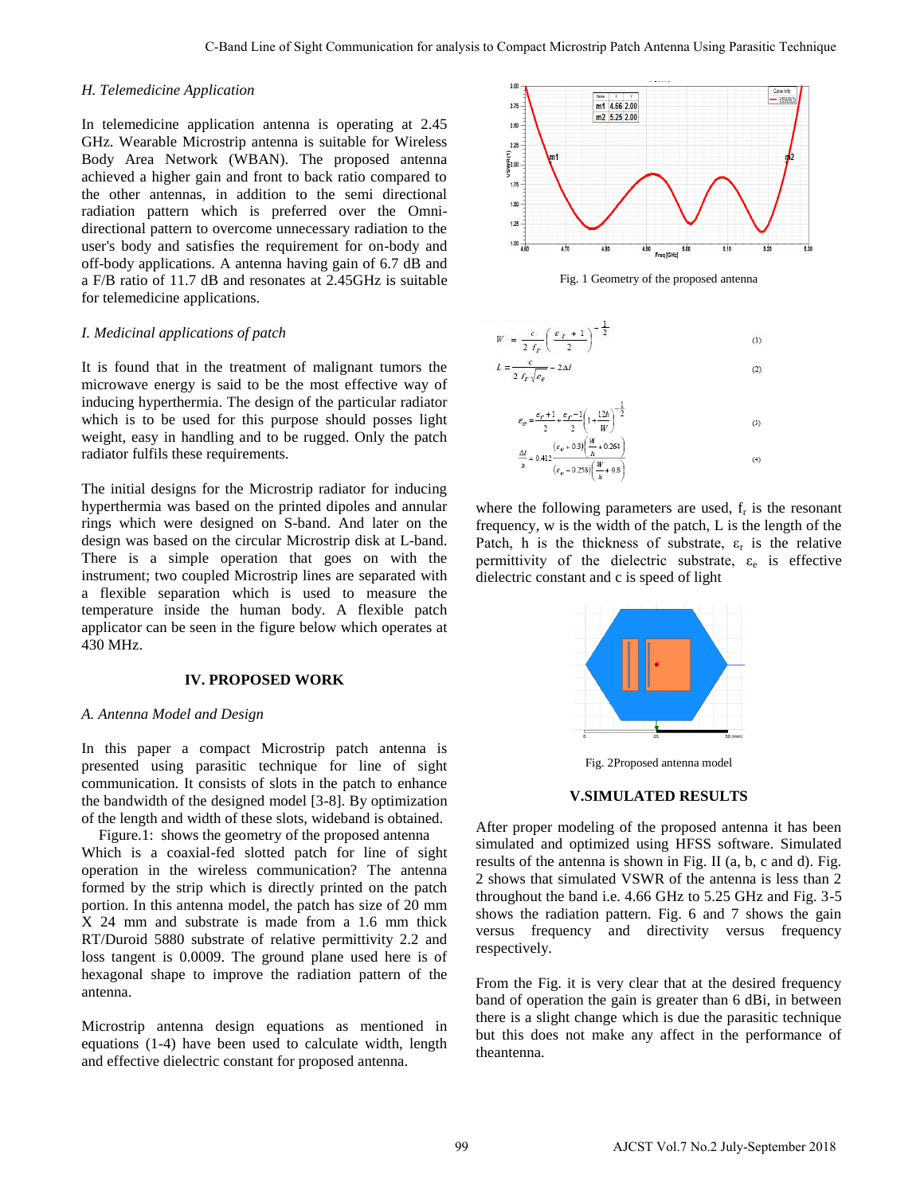### H. Telemedicine Application

In telemedicine application antenna is operating at 2.45 GHz. Wearable Microstrip antenna is suitable for Wireless Body Area Network (WBAN). The proposed antenna achieved a higher gain and front to back ratio compared to the other antennas, in addition to the semi directional radiation pattern which is preferred over the Omni-directional pattern to overcome unnecessary radiation to the user's body and satisfies the requirement for on-body and off-body applications. A antenna having gain of 6.7 dB and a F/B ratio of 11.7 dB and resonates at 2.45GHz is suitable for telemedicine applications.

### I. Medicinal applications of patch

It is found that in the treatment of malignant tumors the microwave energy is said to be the most effective way of inducing hyperthermia. The design of the particular radiator which is to be used for this purpose should posses light weight, easy in handling and to be rugged. Only the patch radiator fulfils these requirements.

The initial designs for the Microstrip radiator for inducing hyperthermia was based on the printed dipoles and annular rings which were designed on S-band. And later on the design was based on the circular Microstrip disk at L-band. There is a simple operation that goes on with the instrument; two coupled Microstrip lines are separated with a flexible separation which is used to measure the temperature inside the human body. A flexible patch applicator can be seen in the figure below which operates at 430 MHz.

## IV. PROPOSED WORK

### A. Antenna Model and Design

In this paper a compact Microstrip patch antenna is presented using parasitic technique for line of sight communication. It consists of slots in the patch to enhance the bandwidth of the designed model [3-8]. By optimization of the length and width of these slots, wideband is obtained.

Figure.1: shows the geometry of the proposed antenna Which is a coaxial-fed slotted patch for line of sight operation in the wireless communication? The antenna formed by the strip which is directly printed on the patch portion. In this antenna model, the patch has size of 20 mm X 24 mm and substrate is made from a 1.6 mm thick RT/Duroid 5880 substrate of relative permittivity 2.2 and loss tangent is 0.0009. The ground plane used here is of hexagonal shape to improve the radiation pattern of the antenna.

Microstrip antenna design equations as mentioned in equations (1-4) have been used to calculate width, length and effective dielectric constant for proposed antenna.

Fig. 1 Geometry of the proposed antenna

$$W = \frac{c}{2 f_r}\left(\frac{\varepsilon_r + 1}{2}\right)^{-\frac{1}{2}} \quad (1)$$

$$L = \frac{c}{2 f_r \sqrt{\varepsilon_e}} - 2\Delta l \quad (2)$$

$$\varepsilon_e = \frac{\varepsilon_r + 1}{2} + \frac{\varepsilon_r - 1}{2}\left(1 + \frac{12h}{W}\right)^{-\frac{1}{2}} \quad (3)$$

$$\frac{\Delta l}{h} = 0.412\frac{(\varepsilon_e + 0.3)\left(\frac{W}{h} + 0.264\right)}{(\varepsilon_e - 0.258)\left(\frac{W}{h} + 0.8\right)} \quad (4)$$

where the following parameters are used, $f_r$ is the resonant frequency, w is the width of the patch, L is the length of the Patch, h is the thickness of substrate, $\varepsilon_r$ is the relative permittivity of the dielectric substrate, $\varepsilon_e$ is effective dielectric constant and c is speed of light

Fig. 2Proposed antenna model

## V.SIMULATED RESULTS

After proper modeling of the proposed antenna it has been simulated and optimized using HFSS software. Simulated results of the antenna is shown in Fig. II (a, b, c and d). Fig. 2 shows that simulated VSWR of the antenna is less than 2 throughout the band i.e. 4.66 GHz to 5.25 GHz and Fig. 3-5 shows the radiation pattern. Fig. 6 and 7 shows the gain versus frequency and directivity versus frequency respectively.

From the Fig. it is very clear that at the desired frequency band of operation the gain is greater than 6 dBi, in between there is a slight change which is due the parasitic technique but this does not make any affect in the performance of theantenna.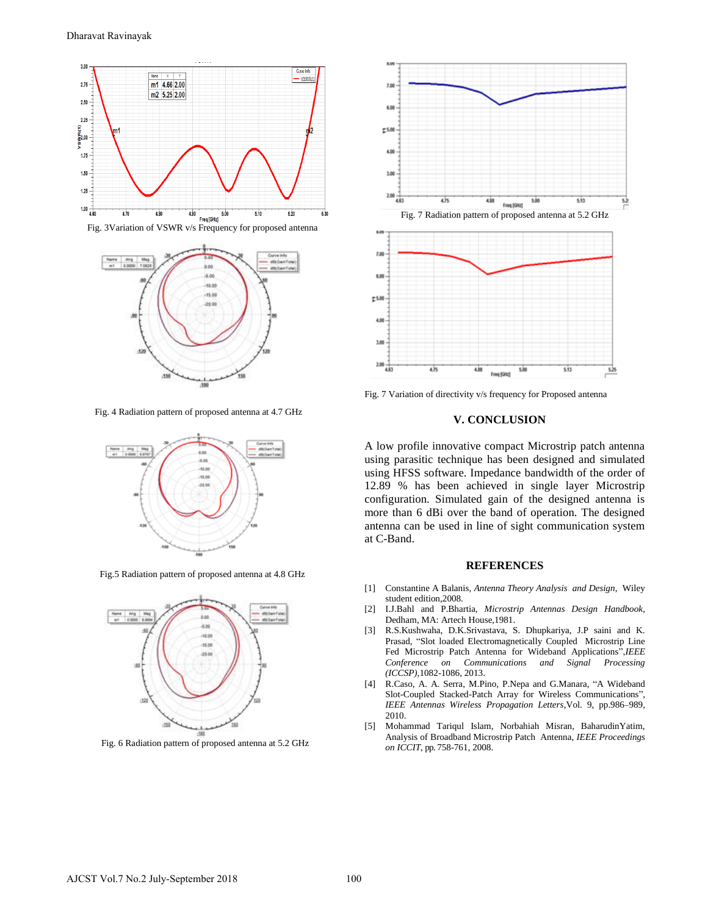Fig. 3Variation of VSWR v/s Frequency for proposed antenna

Fig. 4 Radiation pattern of proposed antenna at 4.7 GHz

Fig.5 Radiation pattern of proposed antenna at 4.8 GHz

Fig. 6 Radiation pattern of proposed antenna at 5.2 GHz

Fig. 7 Radiation pattern of proposed antenna at 5.2 GHz

Fig. 7 Variation of directivity v/s frequency for Proposed antenna

## V. CONCLUSION

A low profile innovative compact Microstrip patch antenna using parasitic technique has been designed and simulated using HFSS software. Impedance bandwidth of the order of 12.89 % has been achieved in single layer Microstrip configuration. Simulated gain of the designed antenna is more than 6 dBi over the band of operation. The designed antenna can be used in line of sight communication system at C-Band.

## REFERENCES

[1] Constantine A Balanis, *Antenna Theory Analysis and Design*, Wiley student edition,2008.

[2] I.J.Bahl and P.Bhartia, *Microstrip Antennas Design Handbook*, Dedham, MA: Artech House,1981.

[3] R.S.Kushwaha, D.K.Srivastava, S. Dhupkariya, J.P saini and K. Prasad, "Slot loaded Electromagnetically Coupled Microstrip Line Fed Microstrip Patch Antenna for Wideband Applications",*IEEE Conference on Communications and Signal Processing (ICCSP)*,1082-1086, 2013.

[4] R.Caso, A. A. Serra, M.Pino, P.Nepa and G.Manara, "A Wideband Slot-Coupled Stacked-Patch Array for Wireless Communications", *IEEE Antennas Wireless Propagation Letters*,Vol. 9, pp.986–989, 2010.

[5] Mohammad Tariqul Islam, Norbahiah Misran, BaharudinYatim, Analysis of Broadband Microstrip Patch Antenna, *IEEE Proceedings on ICCIT*, pp. 758-761, 2008.